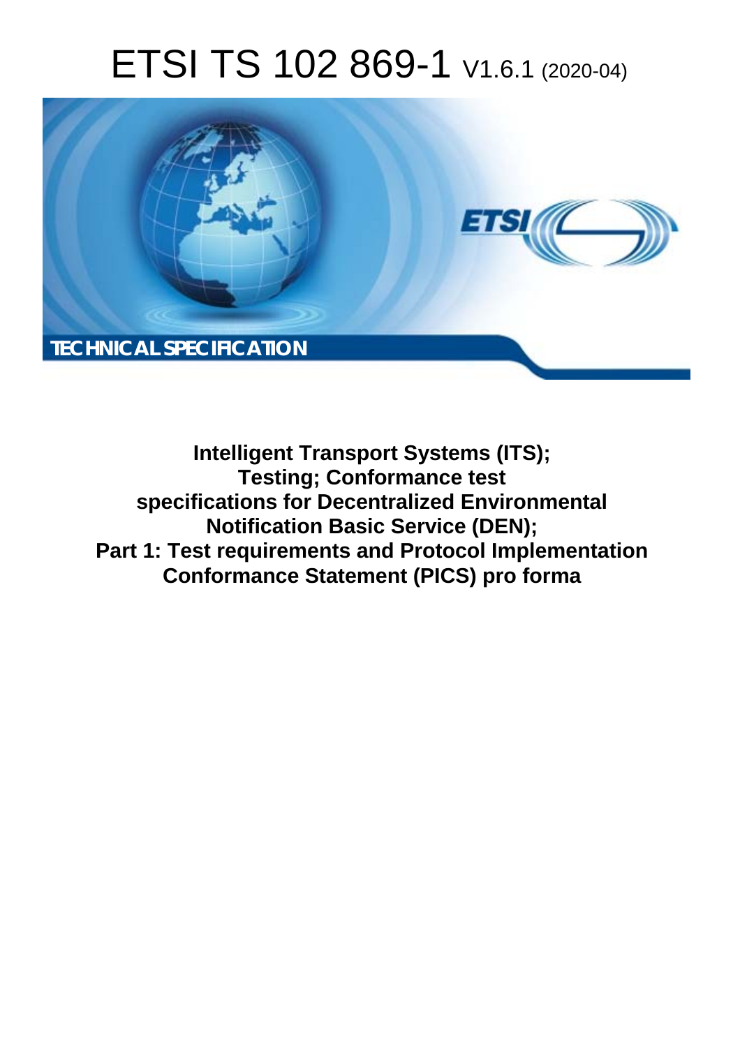# ETSI TS 102 869-1 V1.6.1 (2020-04)

TECHNICAL SPECIFICATION

**Intelligent Transport Systems (ITS);**
**Testing; Conformance test specifications for Decentralized Environmental Notification Basic Service (DEN);**
**Part 1: Test requirements and Protocol Implementation Conformance Statement (PICS) pro forma**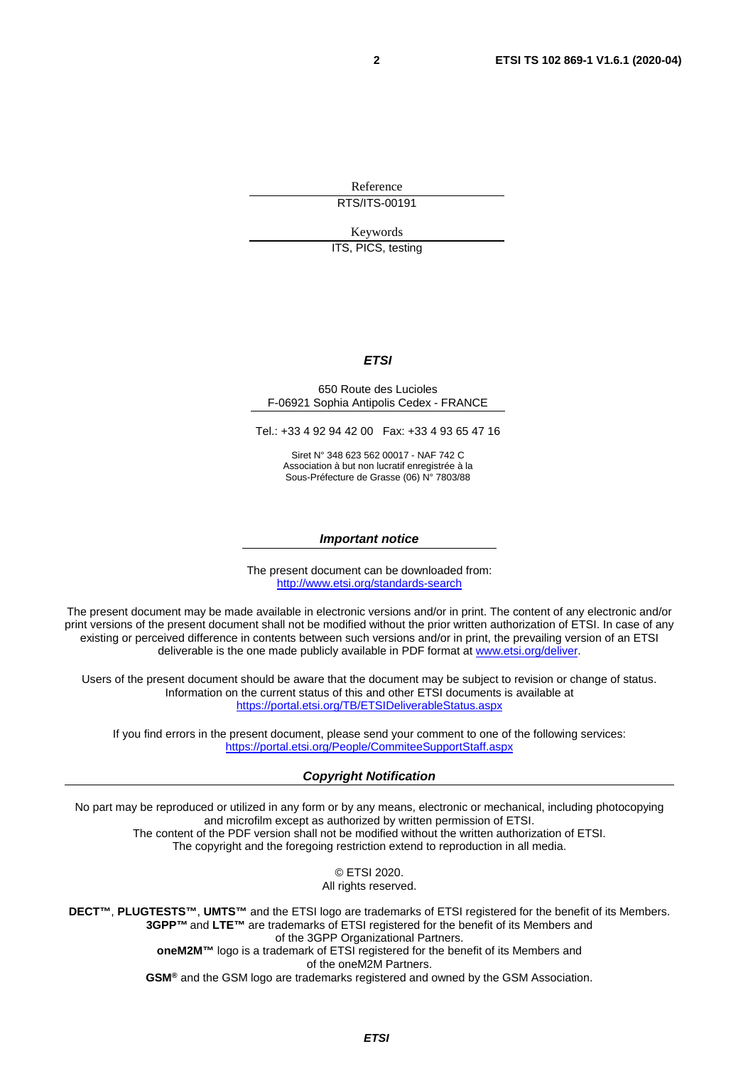Reference

RTS/ITS-00191

Keywords

ITS, PICS, testing

***ETSI***

650 Route des Lucioles
F-06921 Sophia Antipolis Cedex - FRANCE

Tel.: +33 4 92 94 42 00   Fax: +33 4 93 65 47 16

Siret N° 348 623 562 00017 - NAF 742 C
Association à but non lucratif enregistrée à la
Sous-Préfecture de Grasse (06) N° 7803/88

***Important notice***

The present document can be downloaded from:
http://www.etsi.org/standards-search

The present document may be made available in electronic versions and/or in print. The content of any electronic and/or print versions of the present document shall not be modified without the prior written authorization of ETSI. In case of any existing or perceived difference in contents between such versions and/or in print, the prevailing version of an ETSI deliverable is the one made publicly available in PDF format at www.etsi.org/deliver.

Users of the present document should be aware that the document may be subject to revision or change of status. Information on the current status of this and other ETSI documents is available at https://portal.etsi.org/TB/ETSIDeliverableStatus.aspx

If you find errors in the present document, please send your comment to one of the following services:
https://portal.etsi.org/People/CommiteeSupportStaff.aspx

***Copyright Notification***

No part may be reproduced or utilized in any form or by any means, electronic or mechanical, including photocopying and microfilm except as authorized by written permission of ETSI.
The content of the PDF version shall not be modified without the written authorization of ETSI.
The copyright and the foregoing restriction extend to reproduction in all media.

© ETSI 2020.
All rights reserved.

**DECT™**, **PLUGTESTS™**, **UMTS™** and the ETSI logo are trademarks of ETSI registered for the benefit of its Members.
**3GPP™** and **LTE™** are trademarks of ETSI registered for the benefit of its Members and of the 3GPP Organizational Partners.
**oneM2M™** logo is a trademark of ETSI registered for the benefit of its Members and of the oneM2M Partners.
**GSM®** and the GSM logo are trademarks registered and owned by the GSM Association.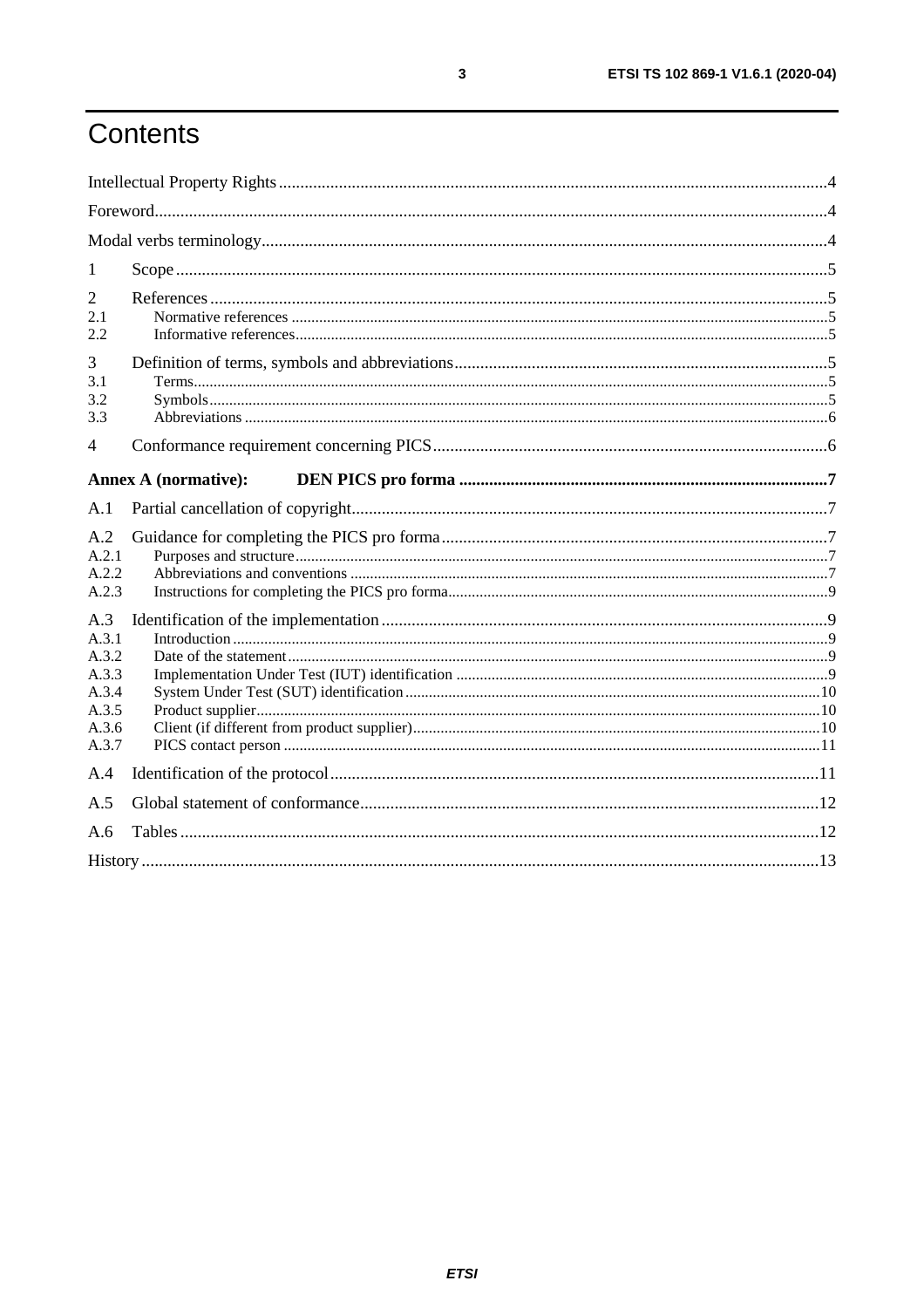# Contents

Intellectual Property Rights....4

Foreword....4

Modal verbs terminology....4

1 Scope....5

2 References....5

2.1 Normative references....5

2.2 Informative references....5

3 Definition of terms, symbols and abbreviations....5

3.1 Terms....5

3.2 Symbols....5

3.3 Abbreviations....6

4 Conformance requirement concerning PICS....6

**Annex A (normative): DEN PICS pro forma....7**

A.1 Partial cancellation of copyright....7

A.2 Guidance for completing the PICS pro forma....7

A.2.1 Purposes and structure....7

A.2.2 Abbreviations and conventions....7

A.2.3 Instructions for completing the PICS pro forma....9

A.3 Identification of the implementation....9

A.3.1 Introduction....9

A.3.2 Date of the statement....9

A.3.3 Implementation Under Test (IUT) identification....9

A.3.4 System Under Test (SUT) identification....10

A.3.5 Product supplier....10

A.3.6 Client (if different from product supplier)....10

A.3.7 PICS contact person....11

A.4 Identification of the protocol....11

A.5 Global statement of conformance....12

A.6 Tables....12

History....13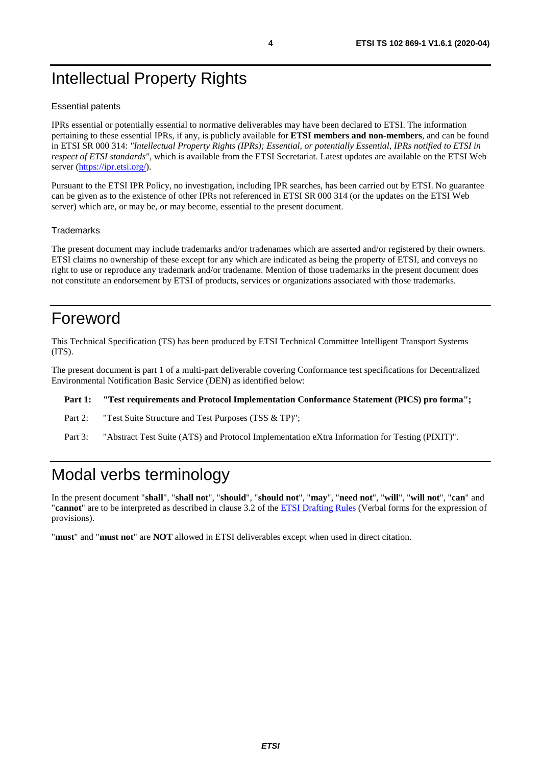# Intellectual Property Rights

### Essential patents

IPRs essential or potentially essential to normative deliverables may have been declared to ETSI. The information pertaining to these essential IPRs, if any, is publicly available for **ETSI members and non-members**, and can be found in ETSI SR 000 314: *"Intellectual Property Rights (IPRs); Essential, or potentially Essential, IPRs notified to ETSI in respect of ETSI standards"*, which is available from the ETSI Secretariat. Latest updates are available on the ETSI Web server (https://ipr.etsi.org/).

Pursuant to the ETSI IPR Policy, no investigation, including IPR searches, has been carried out by ETSI. No guarantee can be given as to the existence of other IPRs not referenced in ETSI SR 000 314 (or the updates on the ETSI Web server) which are, or may be, or may become, essential to the present document.

### Trademarks

The present document may include trademarks and/or tradenames which are asserted and/or registered by their owners. ETSI claims no ownership of these except for any which are indicated as being the property of ETSI, and conveys no right to use or reproduce any trademark and/or tradename. Mention of those trademarks in the present document does not constitute an endorsement by ETSI of products, services or organizations associated with those trademarks.

# Foreword

This Technical Specification (TS) has been produced by ETSI Technical Committee Intelligent Transport Systems (ITS).

The present document is part 1 of a multi-part deliverable covering Conformance test specifications for Decentralized Environmental Notification Basic Service (DEN) as identified below:

**Part 1: "Test requirements and Protocol Implementation Conformance Statement (PICS) pro forma";**

Part 2: "Test Suite Structure and Test Purposes (TSS & TP)";

Part 3: "Abstract Test Suite (ATS) and Protocol Implementation eXtra Information for Testing (PIXIT)".

# Modal verbs terminology

In the present document "**shall**", "**shall not**", "**should**", "**should not**", "**may**", "**need not**", "**will**", "**will not**", "**can**" and "**cannot**" are to be interpreted as described in clause 3.2 of the ETSI Drafting Rules (Verbal forms for the expression of provisions).

"**must**" and "**must not**" are **NOT** allowed in ETSI deliverables except when used in direct citation.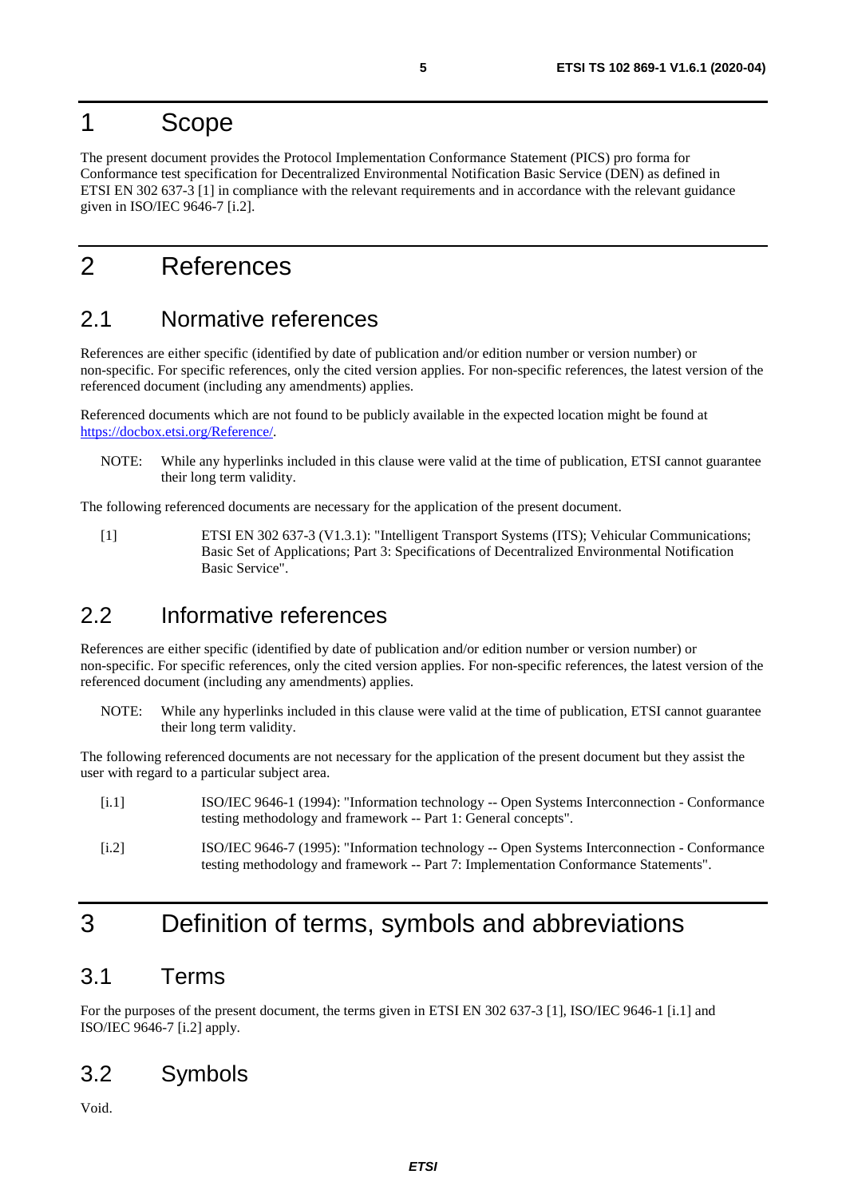# 1 Scope

The present document provides the Protocol Implementation Conformance Statement (PICS) pro forma for Conformance test specification for Decentralized Environmental Notification Basic Service (DEN) as defined in ETSI EN 302 637-3 [1] in compliance with the relevant requirements and in accordance with the relevant guidance given in ISO/IEC 9646-7 [i.2].

# 2 References

## 2.1 Normative references

References are either specific (identified by date of publication and/or edition number or version number) or non-specific. For specific references, only the cited version applies. For non-specific references, the latest version of the referenced document (including any amendments) applies.

Referenced documents which are not found to be publicly available in the expected location might be found at https://docbox.etsi.org/Reference/.

NOTE: While any hyperlinks included in this clause were valid at the time of publication, ETSI cannot guarantee their long term validity.

The following referenced documents are necessary for the application of the present document.

[1] ETSI EN 302 637-3 (V1.3.1): "Intelligent Transport Systems (ITS); Vehicular Communications; Basic Set of Applications; Part 3: Specifications of Decentralized Environmental Notification Basic Service".

## 2.2 Informative references

References are either specific (identified by date of publication and/or edition number or version number) or non-specific. For specific references, only the cited version applies. For non-specific references, the latest version of the referenced document (including any amendments) applies.

NOTE: While any hyperlinks included in this clause were valid at the time of publication, ETSI cannot guarantee their long term validity.

The following referenced documents are not necessary for the application of the present document but they assist the user with regard to a particular subject area.

[i.1] ISO/IEC 9646-1 (1994): "Information technology -- Open Systems Interconnection - Conformance testing methodology and framework -- Part 1: General concepts".

[i.2] ISO/IEC 9646-7 (1995): "Information technology -- Open Systems Interconnection - Conformance testing methodology and framework -- Part 7: Implementation Conformance Statements".

# 3 Definition of terms, symbols and abbreviations

## 3.1 Terms

For the purposes of the present document, the terms given in ETSI EN 302 637-3 [1], ISO/IEC 9646-1 [i.1] and ISO/IEC 9646-7 [i.2] apply.

## 3.2 Symbols

Void.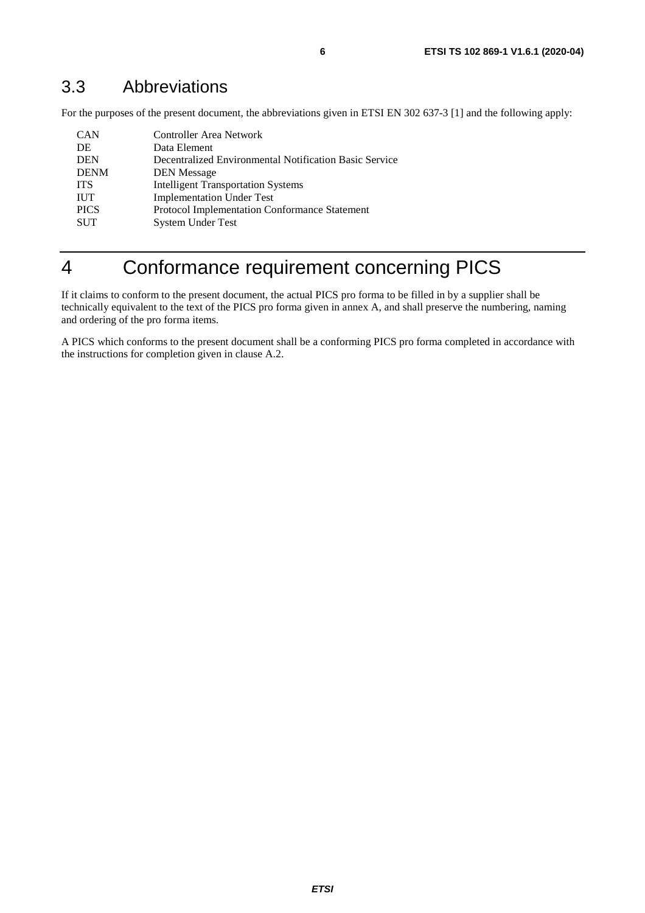## 3.3 Abbreviations

For the purposes of the present document, the abbreviations given in ETSI EN 302 637-3 [1] and the following apply:

| | |
|---|---|
| CAN | Controller Area Network |
| DE | Data Element |
| DEN | Decentralized Environmental Notification Basic Service |
| DENM | DEN Message |
| ITS | Intelligent Transportation Systems |
| IUT | Implementation Under Test |
| PICS | Protocol Implementation Conformance Statement |
| SUT | System Under Test |

# 4 Conformance requirement concerning PICS

If it claims to conform to the present document, the actual PICS pro forma to be filled in by a supplier shall be technically equivalent to the text of the PICS pro forma given in annex A, and shall preserve the numbering, naming and ordering of the pro forma items.

A PICS which conforms to the present document shall be a conforming PICS pro forma completed in accordance with the instructions for completion given in clause A.2.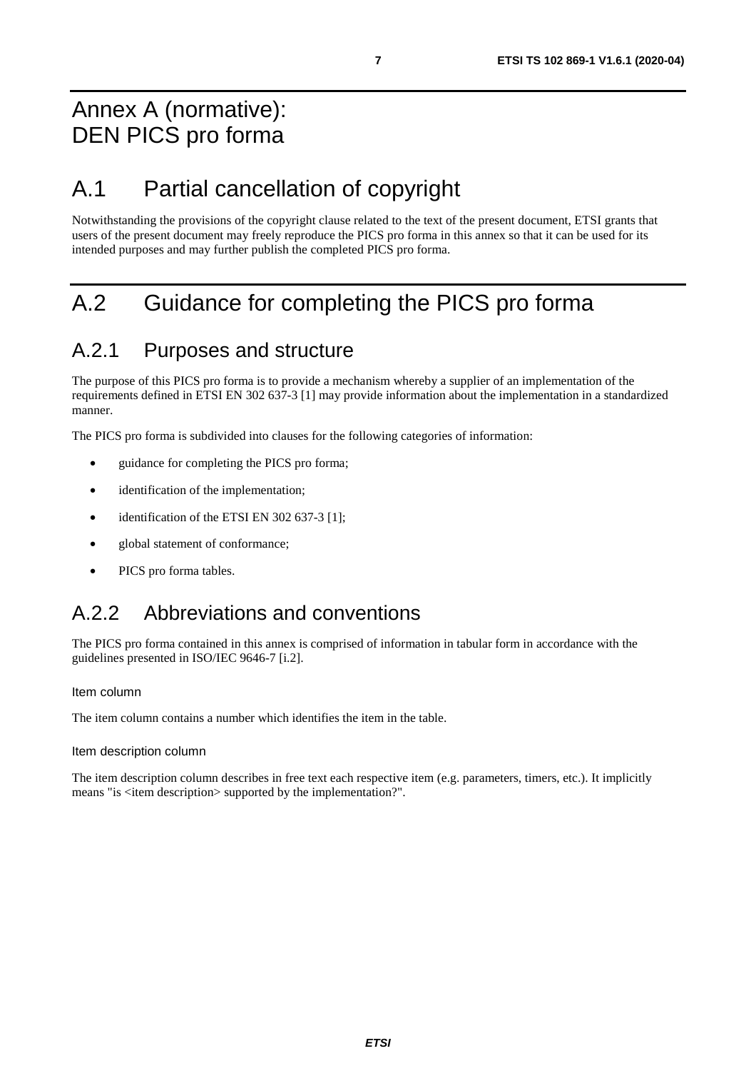# Annex A (normative): DEN PICS pro forma

## A.1 Partial cancellation of copyright

Notwithstanding the provisions of the copyright clause related to the text of the present document, ETSI grants that users of the present document may freely reproduce the PICS pro forma in this annex so that it can be used for its intended purposes and may further publish the completed PICS pro forma.

## A.2 Guidance for completing the PICS pro forma

### A.2.1 Purposes and structure

The purpose of this PICS pro forma is to provide a mechanism whereby a supplier of an implementation of the requirements defined in ETSI EN 302 637-3 [1] may provide information about the implementation in a standardized manner.

The PICS pro forma is subdivided into clauses for the following categories of information:

- guidance for completing the PICS pro forma;
- identification of the implementation;
- identification of the ETSI EN 302 637-3 [1];
- global statement of conformance;
- PICS pro forma tables.

### A.2.2 Abbreviations and conventions

The PICS pro forma contained in this annex is comprised of information in tabular form in accordance with the guidelines presented in ISO/IEC 9646-7 [i.2].

Item column

The item column contains a number which identifies the item in the table.

Item description column

The item description column describes in free text each respective item (e.g. parameters, timers, etc.). It implicitly means "is <item description> supported by the implementation?".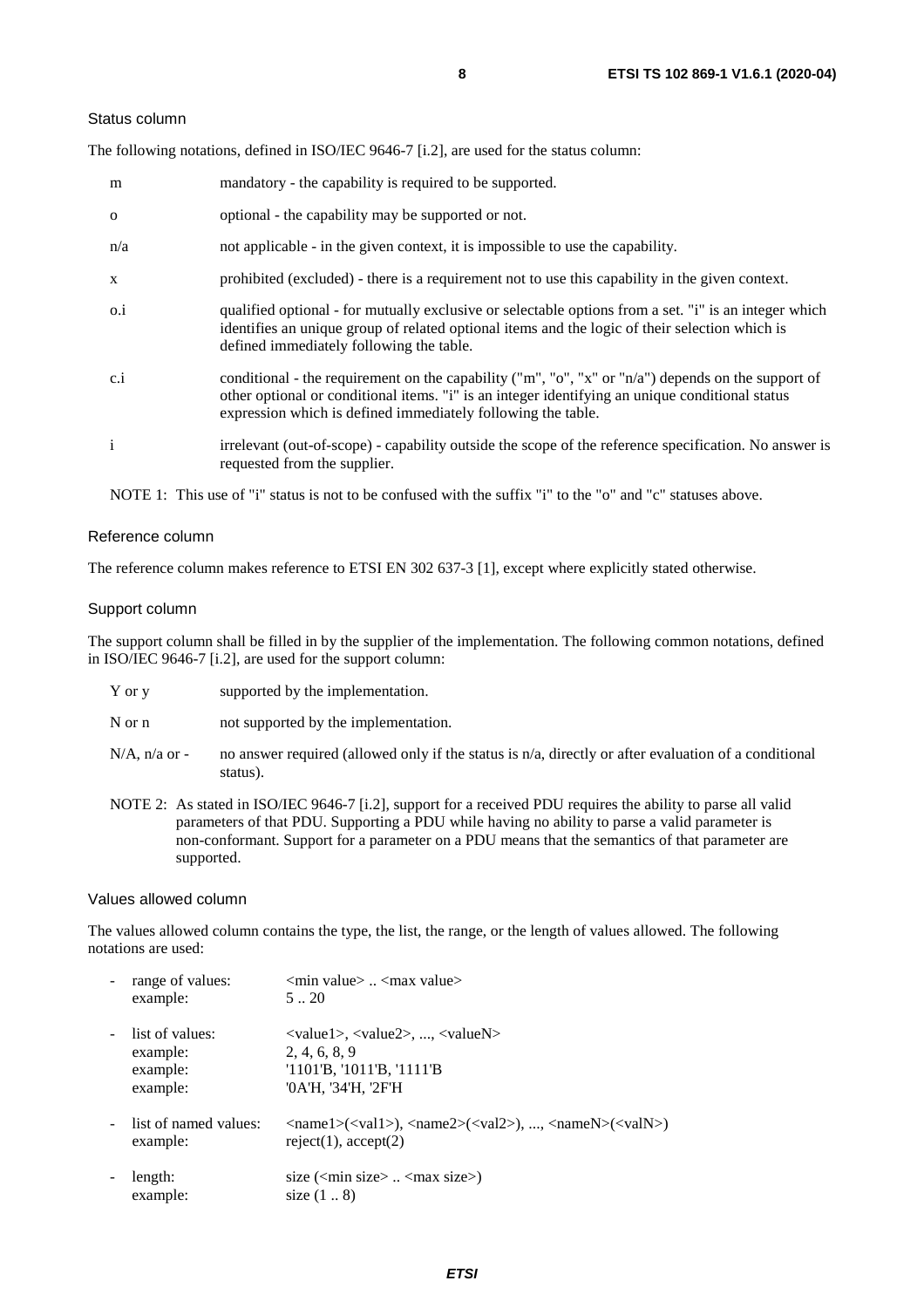#### Status column

The following notations, defined in ISO/IEC 9646-7 [i.2], are used for the status column:

| | |
|---|---|
| m | mandatory - the capability is required to be supported. |
| o | optional - the capability may be supported or not. |
| n/a | not applicable - in the given context, it is impossible to use the capability. |
| x | prohibited (excluded) - there is a requirement not to use this capability in the given context. |
| o.i | qualified optional - for mutually exclusive or selectable options from a set. "i" is an integer which identifies an unique group of related optional items and the logic of their selection which is defined immediately following the table. |
| c.i | conditional - the requirement on the capability ("m", "o", "x" or "n/a") depends on the support of other optional or conditional items. "i" is an integer identifying an unique conditional status expression which is defined immediately following the table. |
| i | irrelevant (out-of-scope) - capability outside the scope of the reference specification. No answer is requested from the supplier. |

NOTE 1: This use of "i" status is not to be confused with the suffix "i" to the "o" and "c" statuses above.

#### Reference column

The reference column makes reference to ETSI EN 302 637-3 [1], except where explicitly stated otherwise.

#### Support column

The support column shall be filled in by the supplier of the implementation. The following common notations, defined in ISO/IEC 9646-7 [i.2], are used for the support column:

| | |
|---|---|
| Y or y | supported by the implementation. |
| N or n | not supported by the implementation. |
| N/A, n/a or - | no answer required (allowed only if the status is n/a, directly or after evaluation of a conditional status). |

NOTE 2: As stated in ISO/IEC 9646-7 [i.2], support for a received PDU requires the ability to parse all valid parameters of that PDU. Supporting a PDU while having no ability to parse a valid parameter is non-conformant. Support for a parameter on a PDU means that the semantics of that parameter are supported.

#### Values allowed column

The values allowed column contains the type, the list, the range, or the length of values allowed. The following notations are used:

- range of values: <min value> .. <max value>
  example: 5 .. 20
- list of values: <value1>, <value2>, ..., <valueN>
  example: 2, 4, 6, 8, 9
  example: '1101'B, '1011'B, '1111'B
  example: '0A'H, '34'H, '2F'H
- list of named values: <name1>(<val1>), <name2>(<val2>), ..., <nameN>(<valN>)
  example: reject(1), accept(2)
- length: size (<min size> .. <max size>)
  example: size (1 .. 8)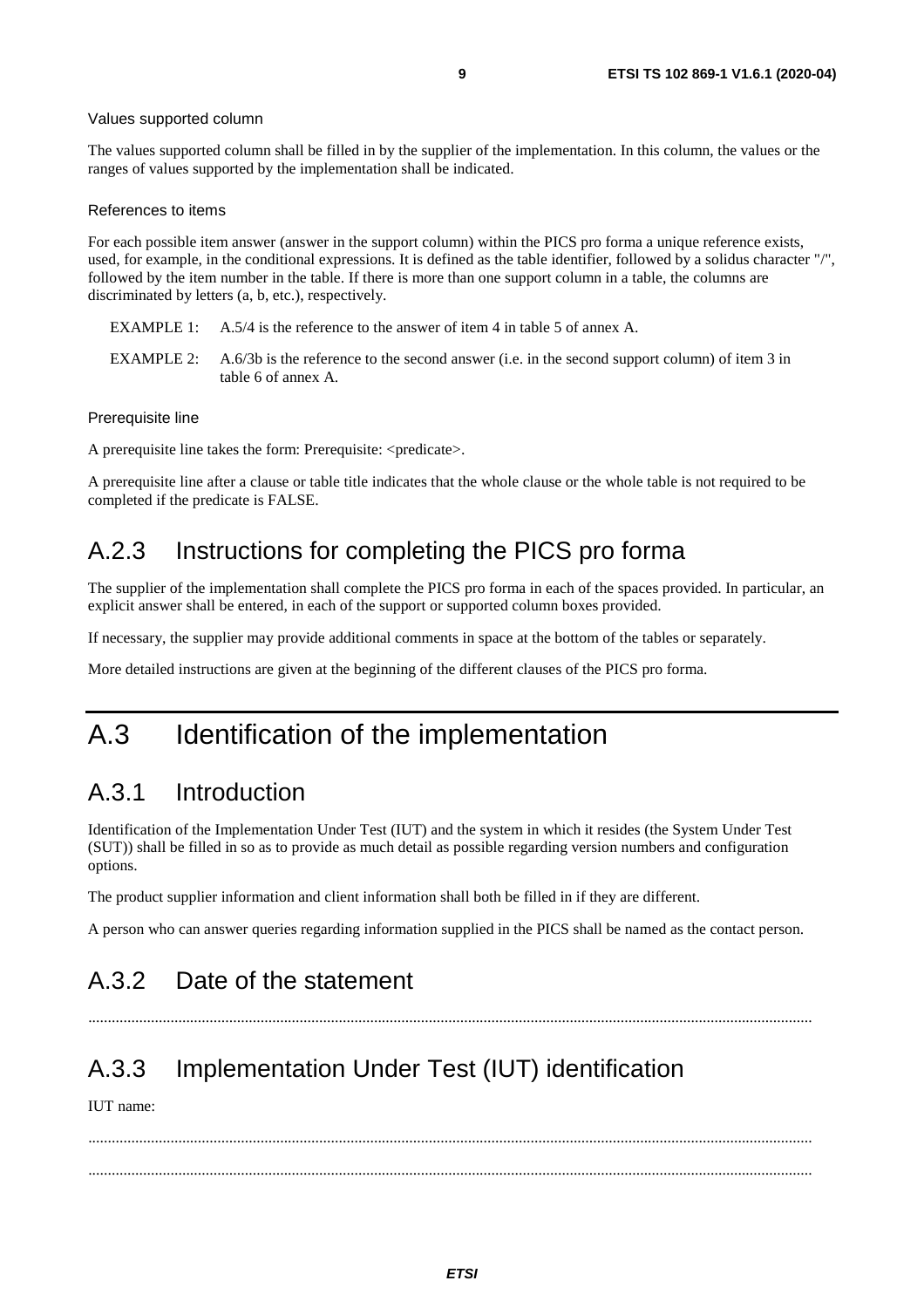Values supported column

The values supported column shall be filled in by the supplier of the implementation. In this column, the values or the ranges of values supported by the implementation shall be indicated.

References to items

For each possible item answer (answer in the support column) within the PICS pro forma a unique reference exists, used, for example, in the conditional expressions. It is defined as the table identifier, followed by a solidus character "/", followed by the item number in the table. If there is more than one support column in a table, the columns are discriminated by letters (a, b, etc.), respectively.

EXAMPLE 1: A.5/4 is the reference to the answer of item 4 in table 5 of annex A.

EXAMPLE 2: A.6/3b is the reference to the second answer (i.e. in the second support column) of item 3 in table 6 of annex A.

Prerequisite line

A prerequisite line takes the form: Prerequisite: <predicate>.

A prerequisite line after a clause or table title indicates that the whole clause or the whole table is not required to be completed if the predicate is FALSE.

## A.2.3 Instructions for completing the PICS pro forma

The supplier of the implementation shall complete the PICS pro forma in each of the spaces provided. In particular, an explicit answer shall be entered, in each of the support or supported column boxes provided.

If necessary, the supplier may provide additional comments in space at the bottom of the tables or separately.

More detailed instructions are given at the beginning of the different clauses of the PICS pro forma.

# A.3 Identification of the implementation

## A.3.1 Introduction

Identification of the Implementation Under Test (IUT) and the system in which it resides (the System Under Test (SUT)) shall be filled in so as to provide as much detail as possible regarding version numbers and configuration options.

The product supplier information and client information shall both be filled in if they are different.

A person who can answer queries regarding information supplied in the PICS shall be named as the contact person.

## A.3.2 Date of the statement

.........................................................................................................................................................................

## A.3.3 Implementation Under Test (IUT) identification

IUT name:

.........................................................................................................................................................................

.........................................................................................................................................................................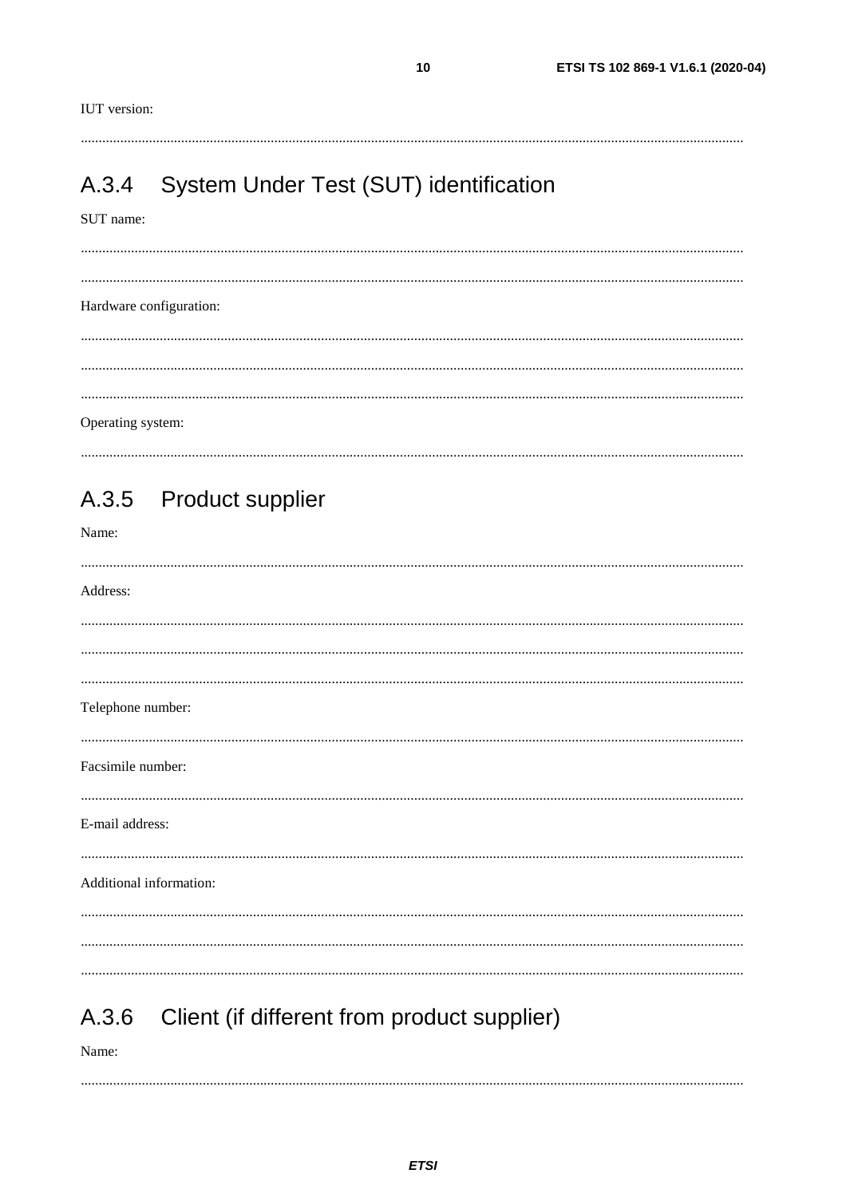IUT version:

.......................................................................................................................................................................

## A.3.4 System Under Test (SUT) identification

SUT name:

.......................................................................................................................................................................

.......................................................................................................................................................................

Hardware configuration:

.......................................................................................................................................................................

.......................................................................................................................................................................

.......................................................................................................................................................................

Operating system:

.......................................................................................................................................................................

## A.3.5 Product supplier

Name:

.......................................................................................................................................................................

Address:

.......................................................................................................................................................................

.......................................................................................................................................................................

.......................................................................................................................................................................

Telephone number:

.......................................................................................................................................................................

Facsimile number:

.......................................................................................................................................................................

E-mail address:

.......................................................................................................................................................................

Additional information:

.......................................................................................................................................................................

.......................................................................................................................................................................

.......................................................................................................................................................................

## A.3.6 Client (if different from product supplier)

Name:

.......................................................................................................................................................................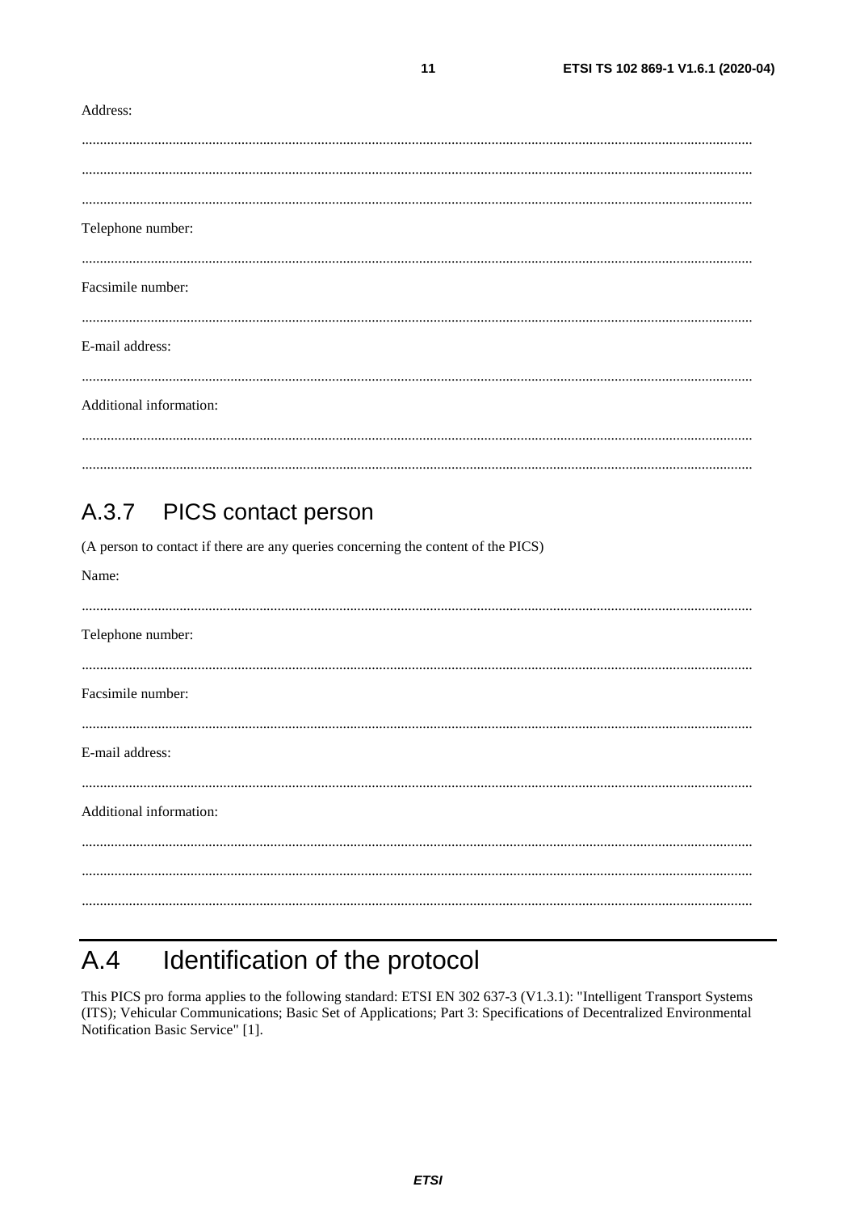Address:

.......................................................................................................................................................................

.......................................................................................................................................................................

.......................................................................................................................................................................

Telephone number:

.......................................................................................................................................................................

Facsimile number:

.......................................................................................................................................................................

E-mail address:

.......................................................................................................................................................................

Additional information:

.......................................................................................................................................................................

.......................................................................................................................................................................

### A.3.7 PICS contact person

(A person to contact if there are any queries concerning the content of the PICS)

Name:

.......................................................................................................................................................................

Telephone number:

.......................................................................................................................................................................

Facsimile number:

.......................................................................................................................................................................

E-mail address:

.......................................................................................................................................................................

Additional information:

.......................................................................................................................................................................

.......................................................................................................................................................................

.......................................................................................................................................................................

## A.4 Identification of the protocol

This PICS pro forma applies to the following standard: ETSI EN 302 637-3 (V1.3.1): "Intelligent Transport Systems (ITS); Vehicular Communications; Basic Set of Applications; Part 3: Specifications of Decentralized Environmental Notification Basic Service" [1].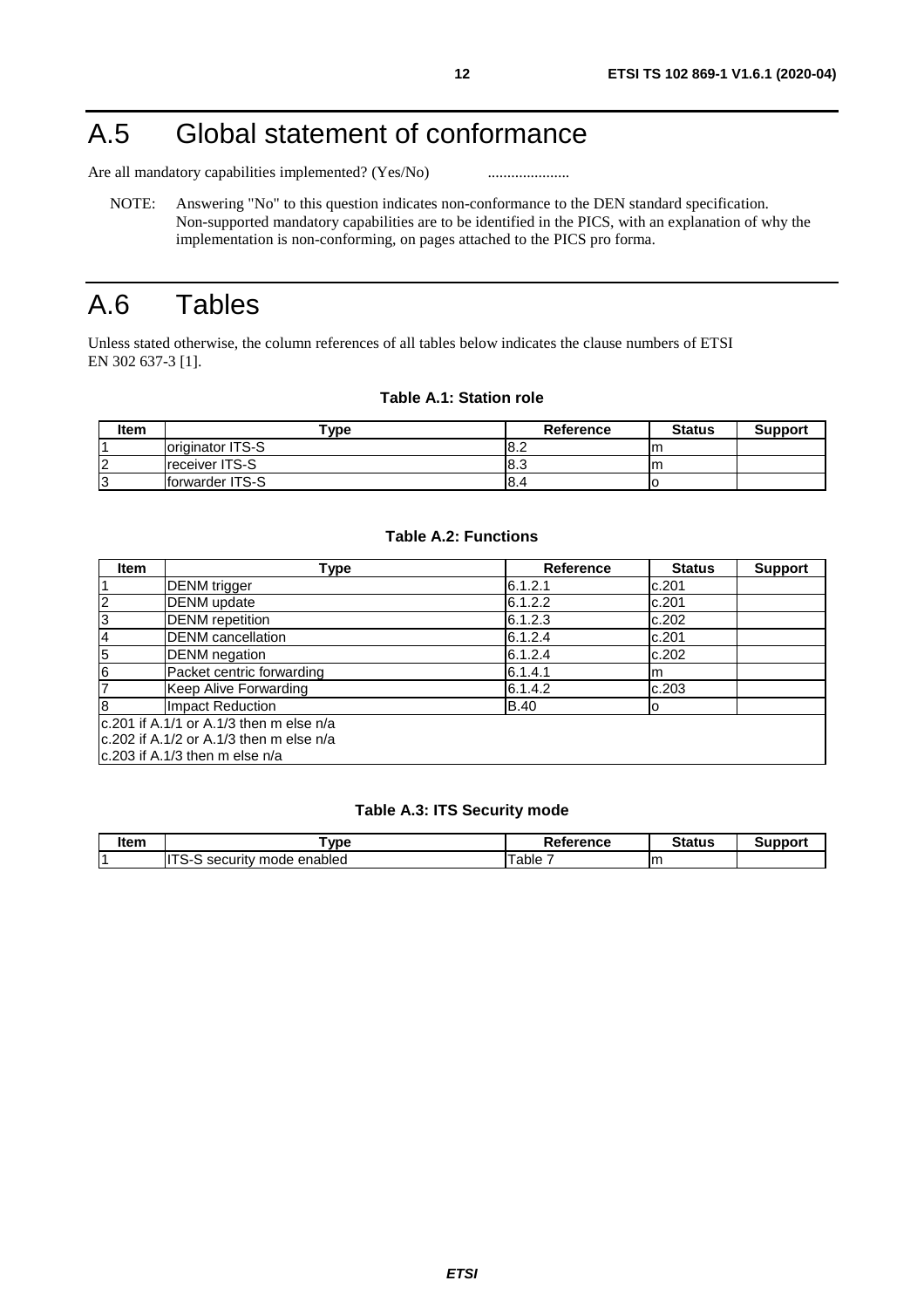# A.5 Global statement of conformance

Are all mandatory capabilities implemented? (Yes/No) .....................

NOTE: Answering "No" to this question indicates non-conformance to the DEN standard specification. Non-supported mandatory capabilities are to be identified in the PICS, with an explanation of why the implementation is non-conforming, on pages attached to the PICS pro forma.

# A.6 Tables

Unless stated otherwise, the column references of all tables below indicates the clause numbers of ETSI EN 302 637-3 [1].

**Table A.1: Station role**

| Item | Type | Reference | Status | Support |
|---|---|---|---|---|
| 1 | originator ITS-S | 8.2 | m | |
| 2 | receiver ITS-S | 8.3 | m | |
| 3 | forwarder ITS-S | 8.4 | o | |

**Table A.2: Functions**

| Item | Type | Reference | Status | Support |
|---|---|---|---|---|
| 1 | DENM trigger | 6.1.2.1 | c.201 | |
| 2 | DENM update | 6.1.2.2 | c.201 | |
| 3 | DENM repetition | 6.1.2.3 | c.202 | |
| 4 | DENM cancellation | 6.1.2.4 | c.201 | |
| 5 | DENM negation | 6.1.2.4 | c.202 | |
| 6 | Packet centric forwarding | 6.1.4.1 | m | |
| 7 | Keep Alive Forwarding | 6.1.4.2 | c.203 | |
| 8 | Impact Reduction | B.40 | o | |
| c.201 if A.1/1 or A.1/3 then m else n/a<br>c.202 if A.1/2 or A.1/3 then m else n/a<br>c.203 if A.1/3 then m else n/a | | | | |

**Table A.3: ITS Security mode**

| Item | Type | Reference | Status | Support |
|---|---|---|---|---|
| 1 | ITS-S security mode enabled | Table 7 | m | |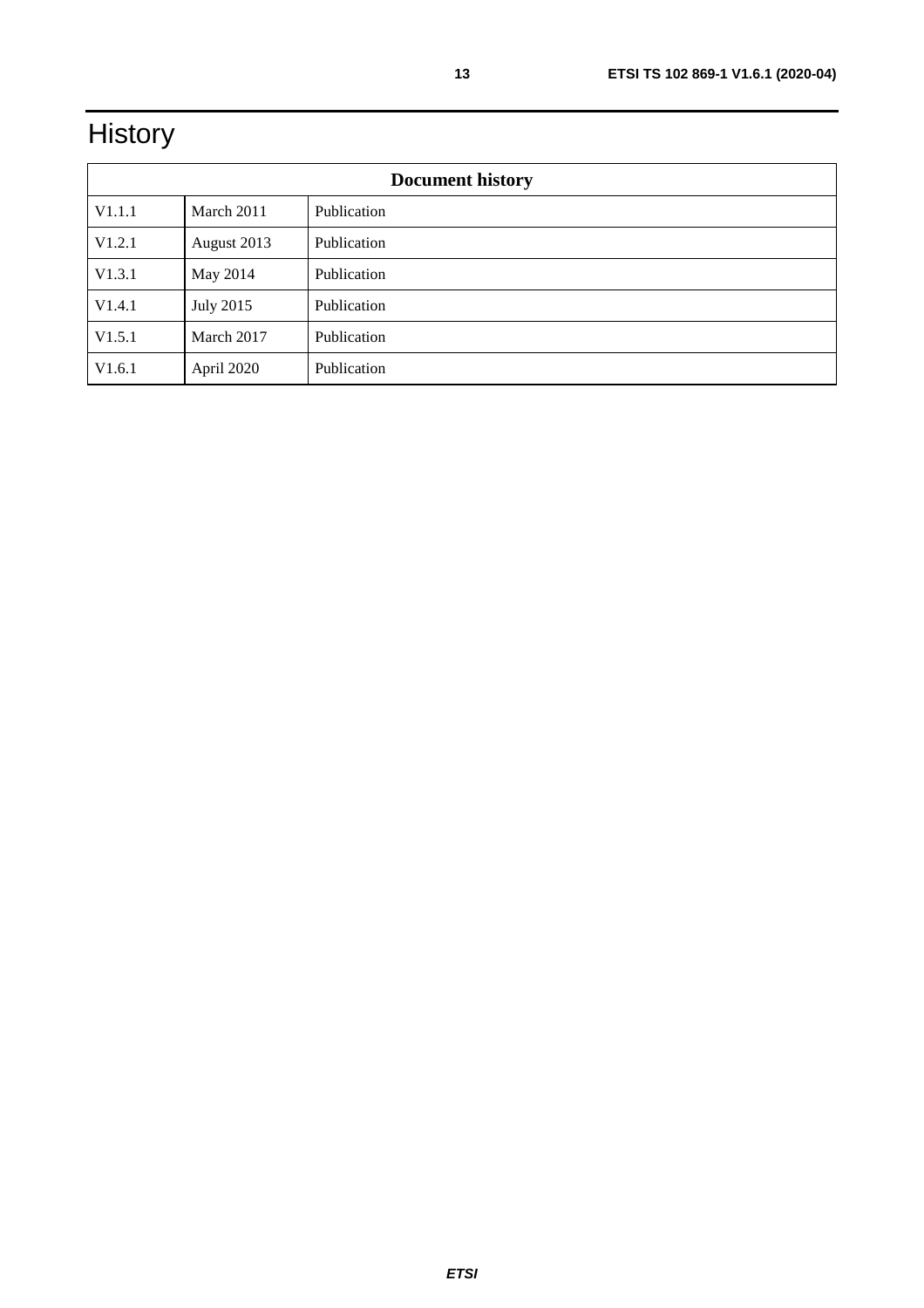# History

| Document history | | |
|---|---|---|
| V1.1.1 | March 2011 | Publication |
| V1.2.1 | August 2013 | Publication |
| V1.3.1 | May 2014 | Publication |
| V1.4.1 | July 2015 | Publication |
| V1.5.1 | March 2017 | Publication |
| V1.6.1 | April 2020 | Publication |